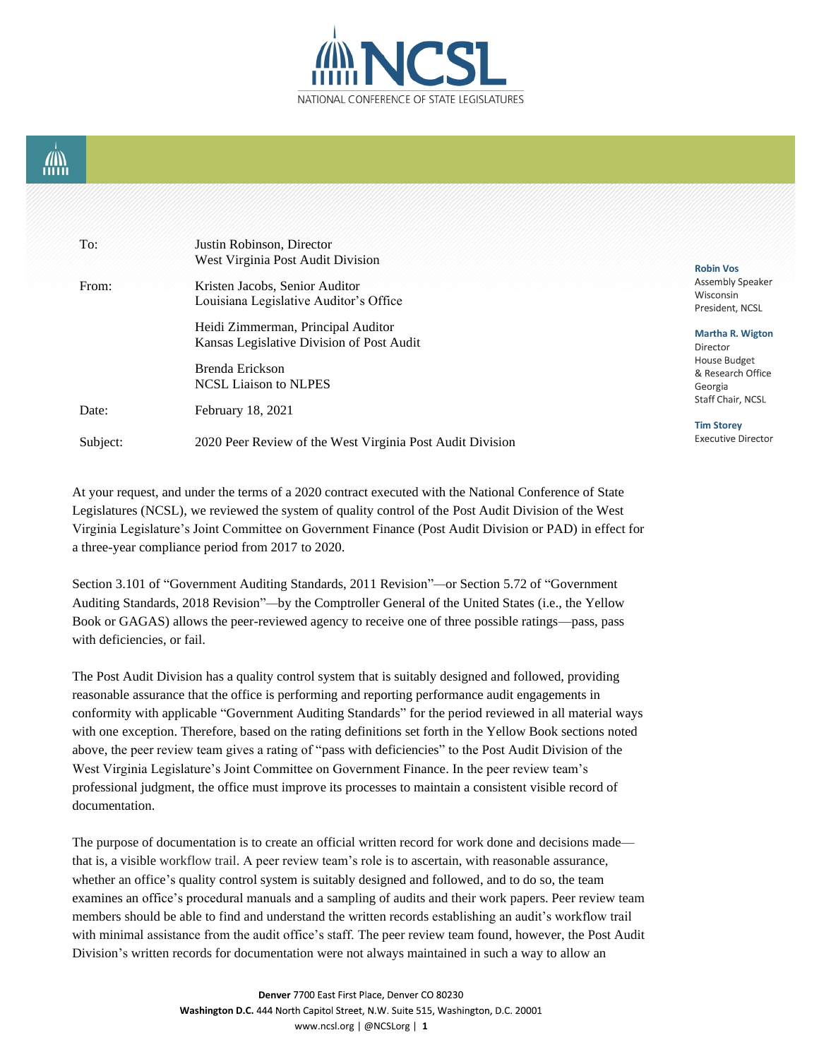# NCSL

NATIONAL CONFERENCE OF STATE LEGISLATURES

**Robin Vos**
Assembly Speaker
Wisconsin
President, NCSL

**Martha R. Wigton**
Director
House Budget & Research Office
Georgia
Staff Chair, NCSL

**Tim Storey**
Executive Director

| | |
|---|---|
| To: | Justin Robinson, Director<br>West Virginia Post Audit Division |
| From: | Kristen Jacobs, Senior Auditor<br>Louisiana Legislative Auditor's Office |
| | Heidi Zimmerman, Principal Auditor<br>Kansas Legislative Division of Post Audit |
| | Brenda Erickson<br>NCSL Liaison to NLPES |
| Date: | February 18, 2021 |
| Subject: | 2020 Peer Review of the West Virginia Post Audit Division |

At your request, and under the terms of a 2020 contract executed with the National Conference of State Legislatures (NCSL), we reviewed the system of quality control of the Post Audit Division of the West Virginia Legislature's Joint Committee on Government Finance (Post Audit Division or PAD) in effect for a three-year compliance period from 2017 to 2020.

Section 3.101 of "Government Auditing Standards, 2011 Revision"—or Section 5.72 of "Government Auditing Standards, 2018 Revision"—by the Comptroller General of the United States (i.e., the Yellow Book or GAGAS) allows the peer-reviewed agency to receive one of three possible ratings—pass, pass with deficiencies, or fail.

The Post Audit Division has a quality control system that is suitably designed and followed, providing reasonable assurance that the office is performing and reporting performance audit engagements in conformity with applicable "Government Auditing Standards" for the period reviewed in all material ways with one exception. Therefore, based on the rating definitions set forth in the Yellow Book sections noted above, the peer review team gives a rating of "pass with deficiencies" to the Post Audit Division of the West Virginia Legislature's Joint Committee on Government Finance. In the peer review team's professional judgment, the office must improve its processes to maintain a consistent visible record of documentation.

The purpose of documentation is to create an official written record for work done and decisions made—that is, a visible workflow trail. A peer review team's role is to ascertain, with reasonable assurance, whether an office's quality control system is suitably designed and followed, and to do so, the team examines an office's procedural manuals and a sampling of audits and their work papers. Peer review team members should be able to find and understand the written records establishing an audit's workflow trail with minimal assistance from the audit office's staff. The peer review team found, however, the Post Audit Division's written records for documentation were not always maintained in such a way to allow an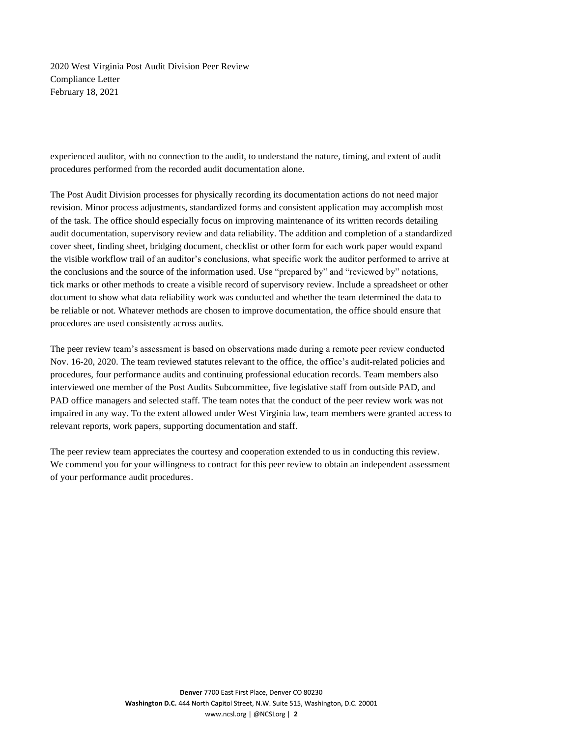experienced auditor, with no connection to the audit, to understand the nature, timing, and extent of audit procedures performed from the recorded audit documentation alone.

The Post Audit Division processes for physically recording its documentation actions do not need major revision. Minor process adjustments, standardized forms and consistent application may accomplish most of the task. The office should especially focus on improving maintenance of its written records detailing audit documentation, supervisory review and data reliability. The addition and completion of a standardized cover sheet, finding sheet, bridging document, checklist or other form for each work paper would expand the visible workflow trail of an auditor's conclusions, what specific work the auditor performed to arrive at the conclusions and the source of the information used. Use "prepared by" and "reviewed by" notations, tick marks or other methods to create a visible record of supervisory review. Include a spreadsheet or other document to show what data reliability work was conducted and whether the team determined the data to be reliable or not. Whatever methods are chosen to improve documentation, the office should ensure that procedures are used consistently across audits.

The peer review team's assessment is based on observations made during a remote peer review conducted Nov. 16-20, 2020. The team reviewed statutes relevant to the office, the office's audit-related policies and procedures, four performance audits and continuing professional education records. Team members also interviewed one member of the Post Audits Subcommittee, five legislative staff from outside PAD, and PAD office managers and selected staff. The team notes that the conduct of the peer review work was not impaired in any way. To the extent allowed under West Virginia law, team members were granted access to relevant reports, work papers, supporting documentation and staff.

The peer review team appreciates the courtesy and cooperation extended to us in conducting this review. We commend you for your willingness to contract for this peer review to obtain an independent assessment of your performance audit procedures.